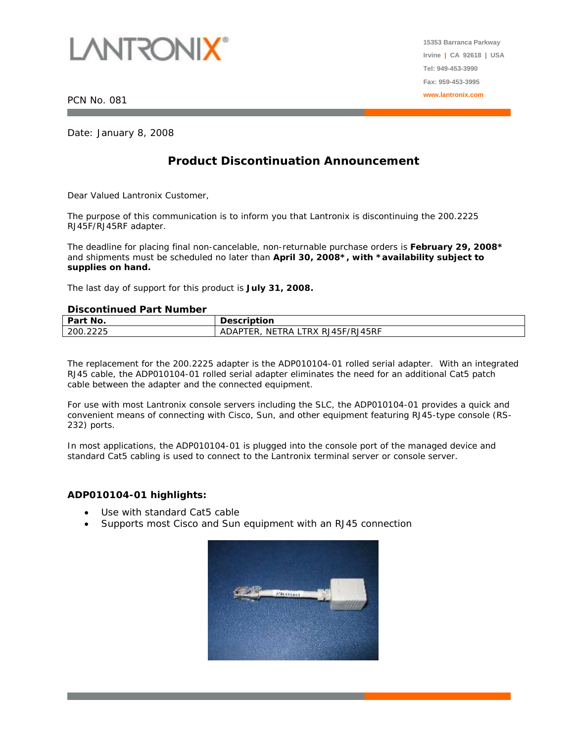LANTRONIX®

15353 Barranca Parkway
Irvine | CA 92618 | USA
Tel: 949-453-3990
Fax: 959-453-3995
www.lantronix.com

PCN No. 081

Date: January 8, 2008

# Product Discontinuation Announcement

Dear Valued Lantronix Customer,

The purpose of this communication is to inform you that Lantronix is discontinuing the 200.2225 RJ45F/RJ45RF adapter.

The deadline for placing final non-cancelable, non-returnable purchase orders is **February 29, 2008*** and shipments must be scheduled no later than **April 30, 2008*, with *availability subject to supplies on hand.**

The last day of support for this product is **July 31, 2008.**

### Discontinued Part Number

| Part No. | Description |
|---|---|
| 200.2225 | ADAPTER, NETRA LTRX RJ45F/RJ45RF |

The replacement for the 200.2225 adapter is the ADP010104-01 rolled serial adapter. With an integrated RJ45 cable, the ADP010104-01 rolled serial adapter eliminates the need for an additional Cat5 patch cable between the adapter and the connected equipment.

For use with most Lantronix console servers including the SLC, the ADP010104-01 provides a quick and convenient means of connecting with Cisco, Sun, and other equipment featuring RJ45-type console (RS-232) ports.

In most applications, the ADP010104-01 is plugged into the console port of the managed device and standard Cat5 cabling is used to connect to the Lantronix terminal server or console server.

### ADP010104-01 highlights:

- Use with standard Cat5 cable
- Supports most Cisco and Sun equipment with an RJ45 connection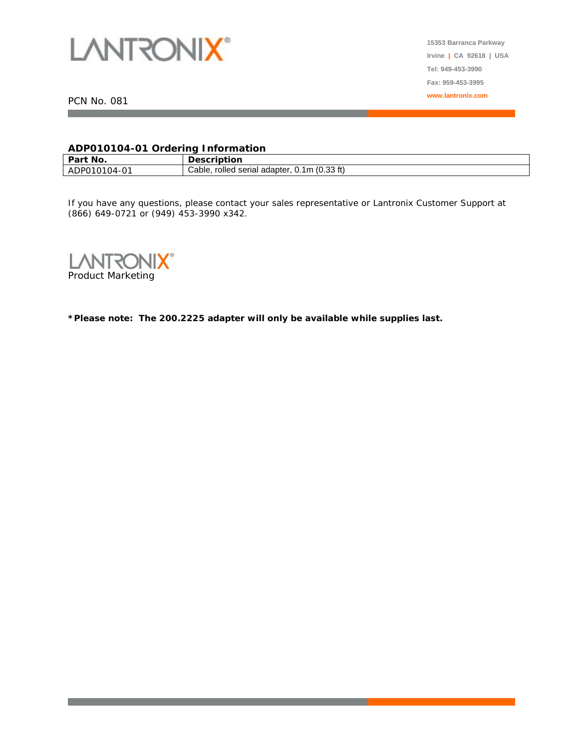PCN No. 081

### ADP010104-01 Ordering Information

| Part No. | Description |
|---|---|
| ADP010104-01 | Cable, rolled serial adapter, 0.1m (0.33 ft) |

If you have any questions, please contact your sales representative or Lantronix Customer Support at (866) 649-0721 or (949) 453-3990 x342.

LANTRONIX®
Product Marketing

***Please note: The 200.2225 adapter will only be available while supplies last.**